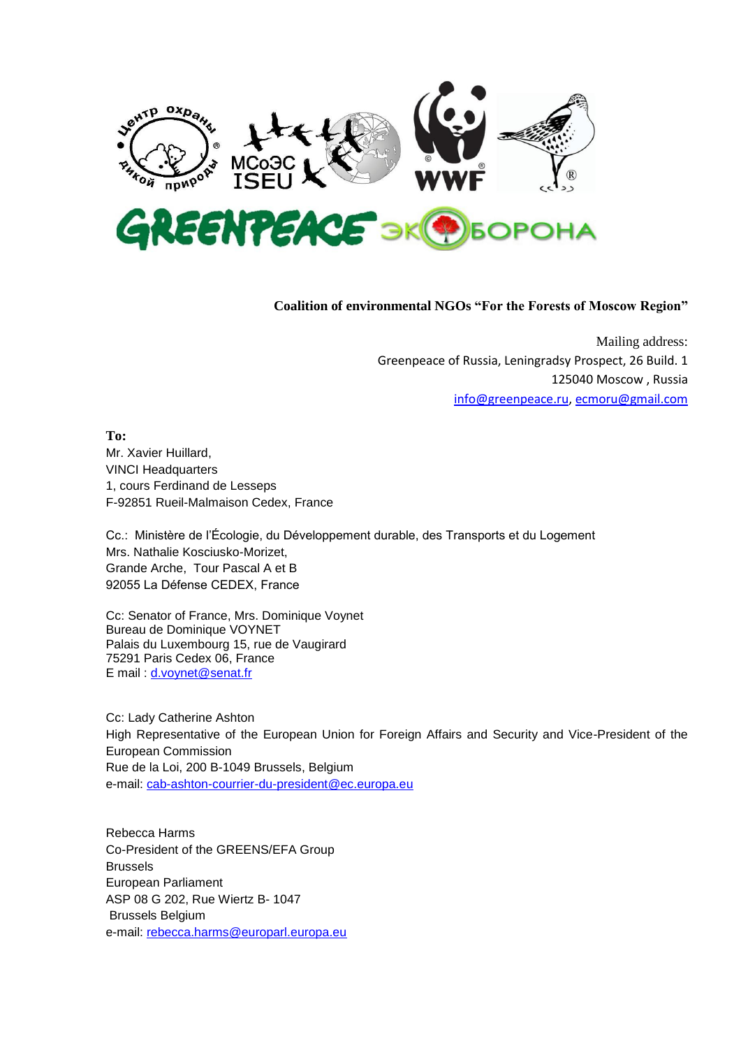**Coalition of environmental NGOs "For the Forests of Moscow Region"**

Mailing address:
Greenpeace of Russia, Leningradsky Prospect, 26 Build. 1
125040 Moscow , Russia
info@greenpeace.ru, ecmoru@gmail.com

**To:**
Mr. Xavier Huillard,
VINCI Headquarters
1, cours Ferdinand de Lesseps
F-92851 Rueil-Malmaison Cedex, France

Cc.: Ministère de l'Écologie, du Développement durable, des Transports et du Logement
Mrs. Nathalie Kosciusko-Morizet,
Grande Arche, Tour Pascal A et B
92055 La Défense CEDEX, France

Cc: Senator of France, Mrs. Dominique Voynet
Bureau de Dominique VOYNET
Palais du Luxembourg 15, rue de Vaugirard
75291 Paris Cedex 06, France
E mail : d.voynet@senat.fr

Cc: Lady Catherine Ashton
High Representative of the European Union for Foreign Affairs and Security and Vice-President of the European Commission
Rue de la Loi, 200 B-1049 Brussels, Belgium
e-mail: cab-ashton-courrier-du-president@ec.europa.eu

Rebecca Harms
Co-President of the GREENS/EFA Group
Brussels
European Parliament
ASP 08 G 202, Rue Wiertz B- 1047
Brussels Belgium
e-mail: rebecca.harms@europarl.europa.eu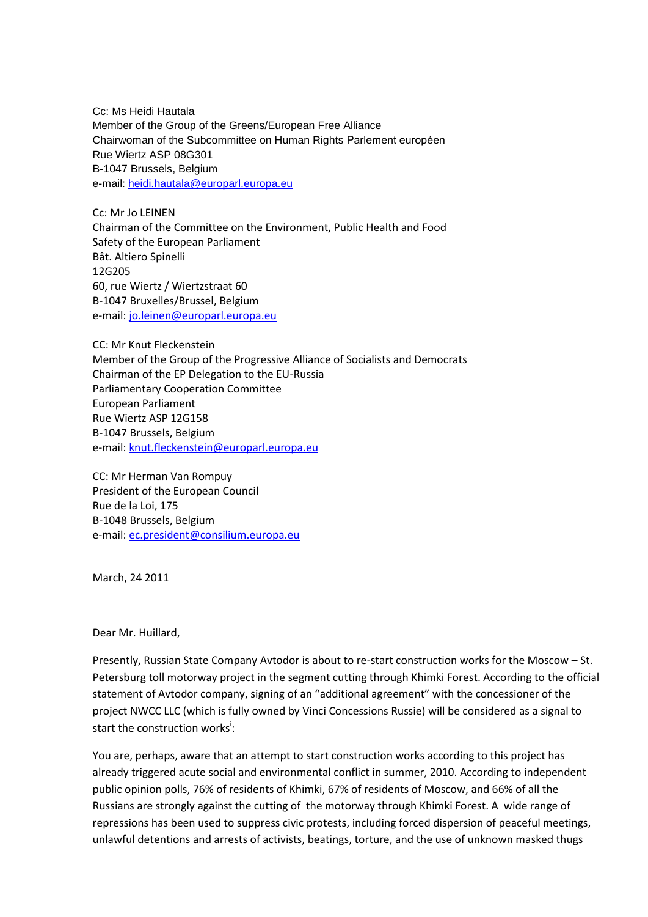Cc: Ms Heidi Hautala
Member of the Group of the Greens/European Free Alliance
Chairwoman of the Subcommittee on Human Rights Parlement européen
Rue Wiertz ASP 08G301
B-1047 Brussels, Belgium
e-mail: heidi.hautala@europarl.europa.eu

Cc: Mr Jo LEINEN
Chairman of the Committee on the Environment, Public Health and Food Safety of the European Parliament
Bât. Altiero Spinelli
12G205
60, rue Wiertz / Wiertzstraat 60
B-1047 Bruxelles/Brussel, Belgium
e-mail: jo.leinen@europarl.europa.eu

CC: Mr Knut Fleckenstein
Member of the Group of the Progressive Alliance of Socialists and Democrats
Chairman of the EP Delegation to the EU-Russia Parliamentary Cooperation Committee
European Parliament
Rue Wiertz ASP 12G158
B-1047 Brussels, Belgium
e-mail: knut.fleckenstein@europarl.europa.eu

CC: Mr Herman Van Rompuy
President of the European Council
Rue de la Loi, 175
B-1048 Brussels, Belgium
e-mail: ec.president@consilium.europa.eu

March, 24 2011

Dear Mr. Huillard,

Presently, Russian State Company Avtodor is about to re-start construction works for the Moscow – St. Petersburg toll motorway project in the segment cutting through Khimki Forest. According to the official statement of Avtodor company, signing of an "additional agreement" with the concessioner of the project NWCC LLC (which is fully owned by Vinci Concessions Russie) will be considered as a signal to start the construction works[i]:

You are, perhaps, aware that an attempt to start construction works according to this project has already triggered acute social and environmental conflict in summer, 2010. According to independent public opinion polls, 76% of residents of Khimki, 67% of residents of Moscow, and 66% of all the Russians are strongly against the cutting of the motorway through Khimki Forest. A wide range of repressions has been used to suppress civic protests, including forced dispersion of peaceful meetings, unlawful detentions and arrests of activists, beatings, torture, and the use of unknown masked thugs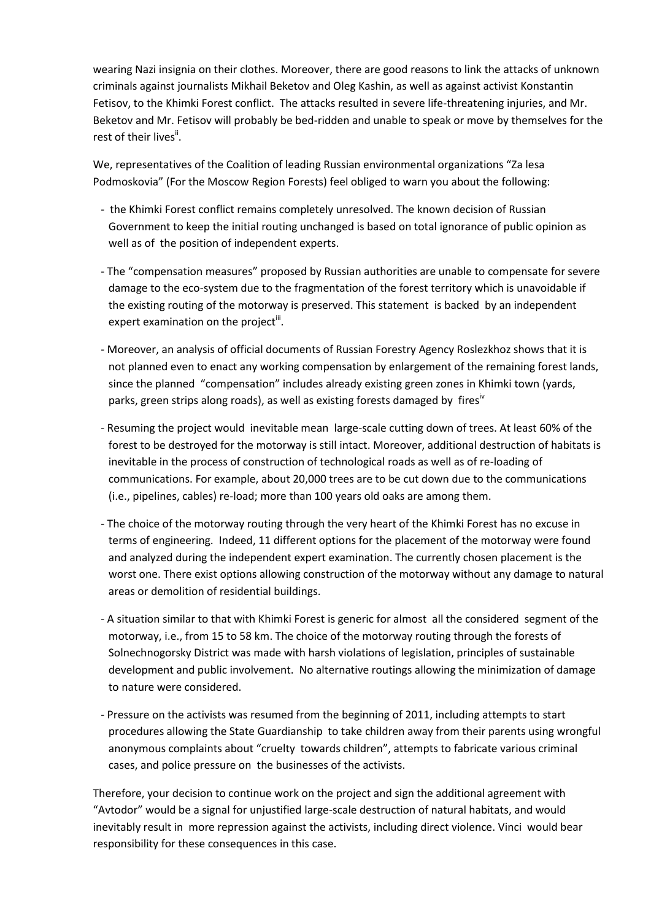wearing Nazi insignia on their clothes. Moreover, there are good reasons to link the attacks of unknown criminals against journalists Mikhail Beketov and Oleg Kashin, as well as against activist Konstantin Fetisov, to the Khimki Forest conflict. The attacks resulted in severe life-threatening injuries, and Mr. Beketov and Mr. Fetisov will probably be bed-ridden and unable to speak or move by themselves for the rest of their lives[ii].

We, representatives of the Coalition of leading Russian environmental organizations "Za lesa Podmoskovia" (For the Moscow Region Forests) feel obliged to warn you about the following:

- the Khimki Forest conflict remains completely unresolved. The known decision of Russian Government to keep the initial routing unchanged is based on total ignorance of public opinion as well as of the position of independent experts.
- The "compensation measures" proposed by Russian authorities are unable to compensate for severe damage to the eco-system due to the fragmentation of the forest territory which is unavoidable if the existing routing of the motorway is preserved. This statement is backed by an independent expert examination on the project[iii].
- Moreover, an analysis of official documents of Russian Forestry Agency Roslezkhoz shows that it is not planned even to enact any working compensation by enlargement of the remaining forest lands, since the planned "compensation" includes already existing green zones in Khimki town (yards, parks, green strips along roads), as well as existing forests damaged by fires[iv]
- Resuming the project would inevitable mean large-scale cutting down of trees. At least 60% of the forest to be destroyed for the motorway is still intact. Moreover, additional destruction of habitats is inevitable in the process of construction of technological roads as well as of re-loading of communications. For example, about 20,000 trees are to be cut down due to the communications (i.e., pipelines, cables) re-load; more than 100 years old oaks are among them.
- The choice of the motorway routing through the very heart of the Khimki Forest has no excuse in terms of engineering. Indeed, 11 different options for the placement of the motorway were found and analyzed during the independent expert examination. The currently chosen placement is the worst one. There exist options allowing construction of the motorway without any damage to natural areas or demolition of residential buildings.
- A situation similar to that with Khimki Forest is generic for almost all the considered segment of the motorway, i.e., from 15 to 58 km. The choice of the motorway routing through the forests of Solnechnogorsky District was made with harsh violations of legislation, principles of sustainable development and public involvement. No alternative routings allowing the minimization of damage to nature were considered.
- Pressure on the activists was resumed from the beginning of 2011, including attempts to start procedures allowing the State Guardianship to take children away from their parents using wrongful anonymous complaints about "cruelty towards children", attempts to fabricate various criminal cases, and police pressure on the businesses of the activists.

Therefore, your decision to continue work on the project and sign the additional agreement with "Avtodor" would be a signal for unjustified large-scale destruction of natural habitats, and would inevitably result in more repression against the activists, including direct violence. Vinci would bear responsibility for these consequences in this case.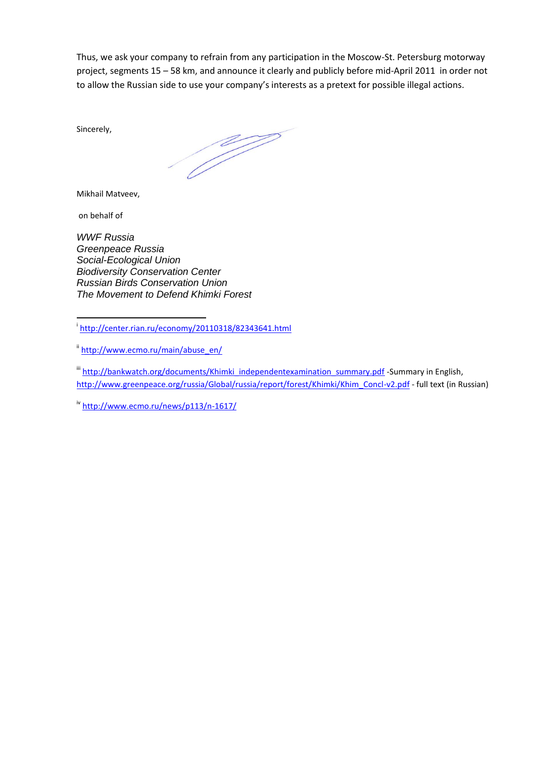Thus, we ask your company to refrain from any participation in the Moscow-St. Petersburg motorway project, segments 15 – 58 km, and announce it clearly and publicly before mid-April 2011 in order not to allow the Russian side to use your company's interests as a pretext for possible illegal actions.

Sincerely,

Mikhail Matveev,

on behalf of

*WWF Russia*
*Greenpeace Russia*
*Social-Ecological Union*
*Biodiversity Conservation Center*
*Russian Birds Conservation Union*
*The Movement to Defend Khimki Forest*

---

[i] http://center.rian.ru/economy/20110318/82343641.html

[ii] http://www.ecmo.ru/main/abuse_en/

[iii] http://bankwatch.org/documents/Khimki_independentexamination_summary.pdf -Summary in English, http://www.greenpeace.org/russia/Global/russia/report/forest/Khimki/Khim_Concl-v2.pdf - full text (in Russian)

[iv] http://www.ecmo.ru/news/p113/n-1617/